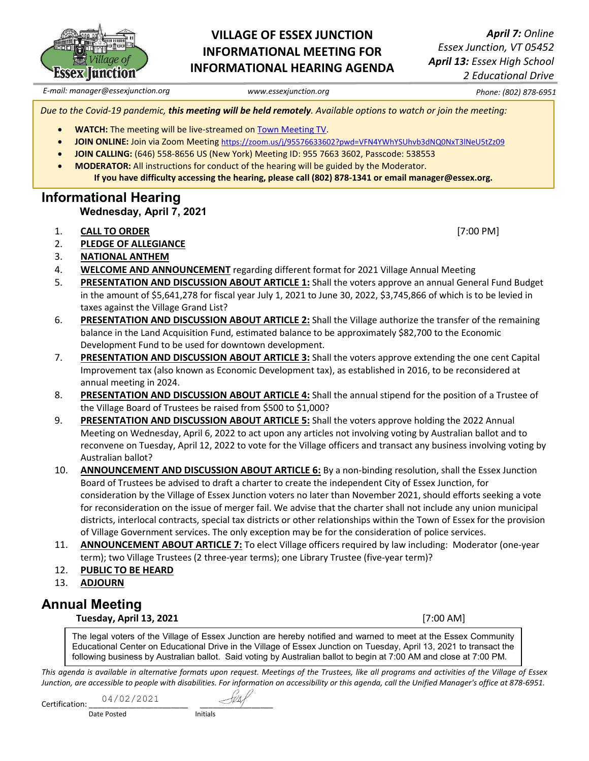# VILLAGE OF ESSEX JUNCTION INFORMATIONAL MEETING FOR INFORMATIONAL HEARING AGENDA

***April 7:*** *Online*
*Essex Junction, VT 05452*
***April 13:*** *Essex High School*
*2 Educational Drive*

*E-mail: manager@essexjunction.org* | *www.essexjunction.org* | *Phone: (802) 878-6951*

*Due to the Covid-19 pandemic, **this meeting will be held remotely**. Available options to watch or join the meeting:*

- **WATCH:** The meeting will be live-streamed on Town Meeting TV.
- **JOIN ONLINE:** Join via Zoom Meeting https://zoom.us/j/95576633602?pwd=VFN4YWhYSUhvb3dNQ0NxT3lNeU5tZz09
- **JOIN CALLING:** (646) 558-8656 US (New York) Meeting ID: 955 7663 3602, Passcode: 538553
- **MODERATOR:** All instructions for conduct of the hearing will be guided by the Moderator.

**If you have difficulty accessing the hearing, please call (802) 878-1341 or email manager@essex.org.**

## Informational Hearing

### Wednesday, April 7, 2021

1. **CALL TO ORDER** [7:00 PM]
2. **PLEDGE OF ALLEGIANCE**
3. **NATIONAL ANTHEM**
4. **WELCOME AND ANNOUNCEMENT** regarding different format for 2021 Village Annual Meeting
5. **PRESENTATION AND DISCUSSION ABOUT ARTICLE 1:** Shall the voters approve an annual General Fund Budget in the amount of $5,641,278 for fiscal year July 1, 2021 to June 30, 2022, $3,745,866 of which is to be levied in taxes against the Village Grand List?
6. **PRESENTATION AND DISCUSSION ABOUT ARTICLE 2:** Shall the Village authorize the transfer of the remaining balance in the Land Acquisition Fund, estimated balance to be approximately $82,700 to the Economic Development Fund to be used for downtown development.
7. **PRESENTATION AND DISCUSSION ABOUT ARTICLE 3:** Shall the voters approve extending the one cent Capital Improvement tax (also known as Economic Development tax), as established in 2016, to be reconsidered at annual meeting in 2024.
8. **PRESENTATION AND DISCUSSION ABOUT ARTICLE 4:** Shall the annual stipend for the position of a Trustee of the Village Board of Trustees be raised from $500 to $1,000?
9. **PRESENTATION AND DISCUSSION ABOUT ARTICLE 5:** Shall the voters approve holding the 2022 Annual Meeting on Wednesday, April 6, 2022 to act upon any articles not involving voting by Australian ballot and to reconvene on Tuesday, April 12, 2022 to vote for the Village officers and transact any business involving voting by Australian ballot?
10. **ANNOUNCEMENT AND DISCUSSION ABOUT ARTICLE 6:** By a non-binding resolution, shall the Essex Junction Board of Trustees be advised to draft a charter to create the independent City of Essex Junction, for consideration by the Village of Essex Junction voters no later than November 2021, should efforts seeking a vote for reconsideration on the issue of merger fail. We advise that the charter shall not include any union municipal districts, interlocal contracts, special tax districts or other relationships within the Town of Essex for the provision of Village Government services. The only exception may be for the consideration of police services.
11. **ANNOUNCEMENT ABOUT ARTICLE 7:** To elect Village officers required by law including: Moderator (one-year term); two Village Trustees (2 three-year terms); one Library Trustee (five-year term)?
12. **PUBLIC TO BE HEARD**
13. **ADJOURN**

## Annual Meeting

### Tuesday, April 13, 2021 [7:00 AM]

The legal voters of the Village of Essex Junction are hereby notified and warned to meet at the Essex Community Educational Center on Educational Drive in the Village of Essex Junction on Tuesday, April 13, 2021 to transact the following business by Australian ballot. Said voting by Australian ballot to begin at 7:00 AM and close at 7:00 PM.

*This agenda is available in alternative formats upon request. Meetings of the Trustees, like all programs and activities of the Village of Essex Junction, are accessible to people with disabilities. For information on accessibility or this agenda, call the Unified Manager's office at 878-6951.*

Certification: 04/02/2021 (Date Posted) ____________ (Initials)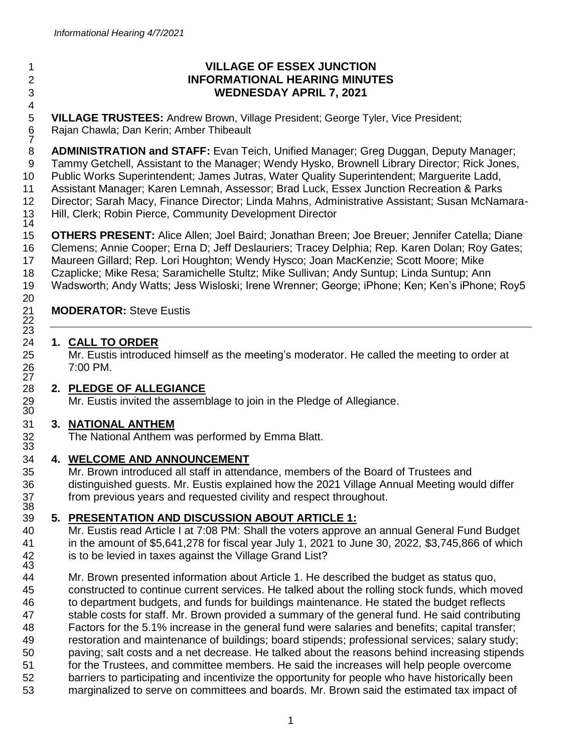# VILLAGE OF ESSEX JUNCTION
## INFORMATIONAL HEARING MINUTES
### WEDNESDAY APRIL 7, 2021

**VILLAGE TRUSTEES:** Andrew Brown, Village President; George Tyler, Vice President; Rajan Chawla; Dan Kerin; Amber Thibeault

**ADMINISTRATION and STAFF:** Evan Teich, Unified Manager; Greg Duggan, Deputy Manager; Tammy Getchell, Assistant to the Manager; Wendy Hysko, Brownell Library Director; Rick Jones, Public Works Superintendent; James Jutras, Water Quality Superintendent; Marguerite Ladd, Assistant Manager; Karen Lemnah, Assessor; Brad Luck, Essex Junction Recreation & Parks Director; Sarah Macy, Finance Director; Linda Mahns, Administrative Assistant; Susan McNamara-Hill, Clerk; Robin Pierce, Community Development Director

**OTHERS PRESENT:** Alice Allen; Joel Baird; Jonathan Breen; Joe Breuer; Jennifer Catella; Diane Clemens; Annie Cooper; Erna D; Jeff Deslauriers; Tracey Delphia; Rep. Karen Dolan; Roy Gates; Maureen Gillard; Rep. Lori Houghton; Wendy Hysco; Joan MacKenzie; Scott Moore; Mike Czaplicke; Mike Resa; Saramichelle Stultz; Mike Sullivan; Andy Suntup; Linda Suntup; Ann Wadsworth; Andy Watts; Jess Wisloski; Irene Wrenner; George; iPhone; Ken; Ken's iPhone; Roy5

**MODERATOR:** Steve Eustis

---

1. **CALL TO ORDER**
   Mr. Eustis introduced himself as the meeting's moderator. He called the meeting to order at 7:00 PM.

2. **PLEDGE OF ALLEGIANCE**
   Mr. Eustis invited the assemblage to join in the Pledge of Allegiance.

3. **NATIONAL ANTHEM**
   The National Anthem was performed by Emma Blatt.

4. **WELCOME AND ANNOUNCEMENT**
   Mr. Brown introduced all staff in attendance, members of the Board of Trustees and distinguished guests. Mr. Eustis explained how the 2021 Village Annual Meeting would differ from previous years and requested civility and respect throughout.

5. **PRESENTATION AND DISCUSSION ABOUT ARTICLE 1:**
   Mr. Eustis read Article I at 7:08 PM: Shall the voters approve an annual General Fund Budget in the amount of $5,641,278 for fiscal year July 1, 2021 to June 30, 2022, $3,745,866 of which is to be levied in taxes against the Village Grand List?

   Mr. Brown presented information about Article 1. He described the budget as status quo, constructed to continue current services. He talked about the rolling stock funds, which moved to department budgets, and funds for buildings maintenance. He stated the budget reflects stable costs for staff. Mr. Brown provided a summary of the general fund. He said contributing Factors for the 5.1% increase in the general fund were salaries and benefits; capital transfer; restoration and maintenance of buildings; board stipends; professional services; salary study; paving; salt costs and a net decrease. He talked about the reasons behind increasing stipends for the Trustees, and committee members. He said the increases will help people overcome barriers to participating and incentivize the opportunity for people who have historically been marginalized to serve on committees and boards. Mr. Brown said the estimated tax impact of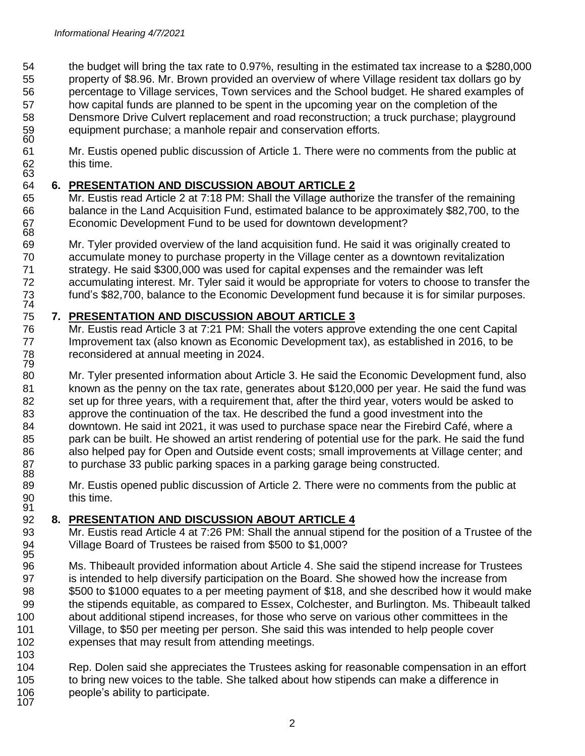the budget will bring the tax rate to 0.97%, resulting in the estimated tax increase to a $280,000 property of $8.96. Mr. Brown provided an overview of where Village resident tax dollars go by percentage to Village services, Town services and the School budget. He shared examples of how capital funds are planned to be spent in the upcoming year on the completion of the Densmore Drive Culvert replacement and road reconstruction; a truck purchase; playground equipment purchase; a manhole repair and conservation efforts.

Mr. Eustis opened public discussion of Article 1. There were no comments from the public at this time.

## 6. PRESENTATION AND DISCUSSION ABOUT ARTICLE 2

Mr. Eustis read Article 2 at 7:18 PM: Shall the Village authorize the transfer of the remaining balance in the Land Acquisition Fund, estimated balance to be approximately $82,700, to the Economic Development Fund to be used for downtown development?

Mr. Tyler provided overview of the land acquisition fund. He said it was originally created to accumulate money to purchase property in the Village center as a downtown revitalization strategy. He said $300,000 was used for capital expenses and the remainder was left accumulating interest. Mr. Tyler said it would be appropriate for voters to choose to transfer the fund's $82,700, balance to the Economic Development fund because it is for similar purposes.

## 7. PRESENTATION AND DISCUSSION ABOUT ARTICLE 3

Mr. Eustis read Article 3 at 7:21 PM: Shall the voters approve extending the one cent Capital Improvement tax (also known as Economic Development tax), as established in 2016, to be reconsidered at annual meeting in 2024.

Mr. Tyler presented information about Article 3. He said the Economic Development fund, also known as the penny on the tax rate, generates about $120,000 per year. He said the fund was set up for three years, with a requirement that, after the third year, voters would be asked to approve the continuation of the tax. He described the fund a good investment into the downtown. He said int 2021, it was used to purchase space near the Firebird Café, where a park can be built. He showed an artist rendering of potential use for the park. He said the fund also helped pay for Open and Outside event costs; small improvements at Village center; and to purchase 33 public parking spaces in a parking garage being constructed.

Mr. Eustis opened public discussion of Article 2. There were no comments from the public at this time.

## 8. PRESENTATION AND DISCUSSION ABOUT ARTICLE 4

Mr. Eustis read Article 4 at 7:26 PM: Shall the annual stipend for the position of a Trustee of the Village Board of Trustees be raised from $500 to $1,000?

Ms. Thibeault provided information about Article 4. She said the stipend increase for Trustees is intended to help diversify participation on the Board. She showed how the increase from $500 to $1000 equates to a per meeting payment of $18, and she described how it would make the stipends equitable, as compared to Essex, Colchester, and Burlington. Ms. Thibeault talked about additional stipend increases, for those who serve on various other committees in the Village, to $50 per meeting per person. She said this was intended to help people cover expenses that may result from attending meetings.

Rep. Dolen said she appreciates the Trustees asking for reasonable compensation in an effort to bring new voices to the table. She talked about how stipends can make a difference in people's ability to participate.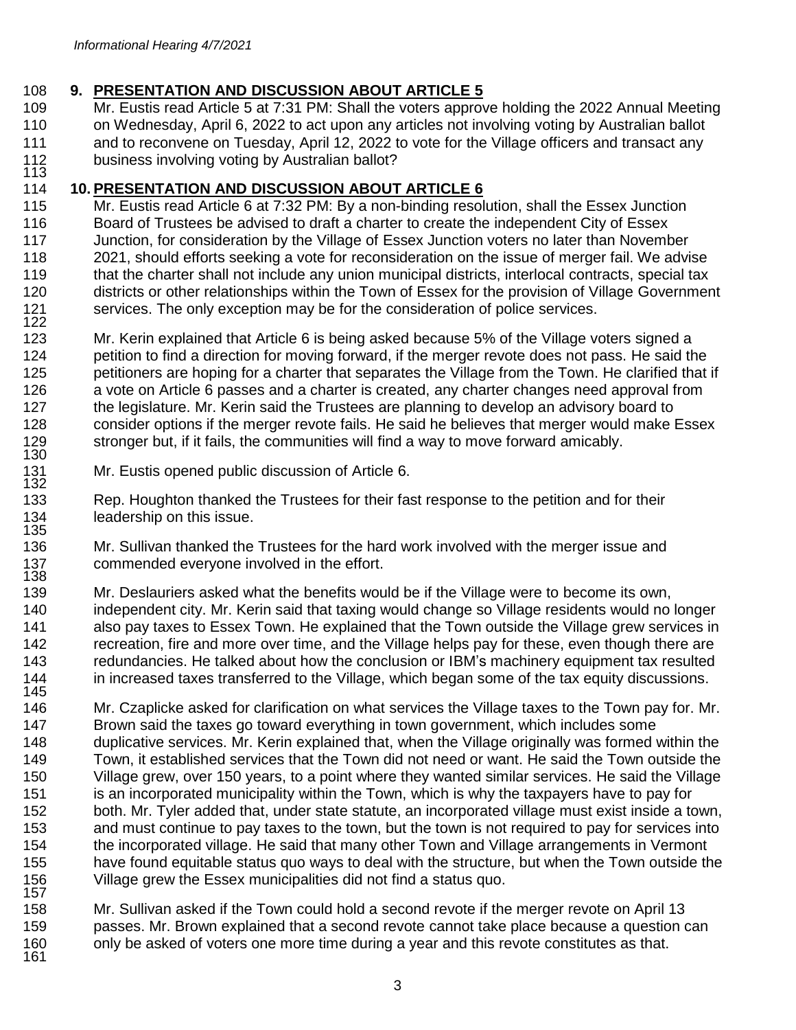## 9. PRESENTATION AND DISCUSSION ABOUT ARTICLE 5

Mr. Eustis read Article 5 at 7:31 PM: Shall the voters approve holding the 2022 Annual Meeting on Wednesday, April 6, 2022 to act upon any articles not involving voting by Australian ballot and to reconvene on Tuesday, April 12, 2022 to vote for the Village officers and transact any business involving voting by Australian ballot?

## 10. PRESENTATION AND DISCUSSION ABOUT ARTICLE 6

Mr. Eustis read Article 6 at 7:32 PM: By a non-binding resolution, shall the Essex Junction Board of Trustees be advised to draft a charter to create the independent City of Essex Junction, for consideration by the Village of Essex Junction voters no later than November 2021, should efforts seeking a vote for reconsideration on the issue of merger fail. We advise that the charter shall not include any union municipal districts, interlocal contracts, special tax districts or other relationships within the Town of Essex for the provision of Village Government services. The only exception may be for the consideration of police services.

Mr. Kerin explained that Article 6 is being asked because 5% of the Village voters signed a petition to find a direction for moving forward, if the merger revote does not pass. He said the petitioners are hoping for a charter that separates the Village from the Town. He clarified that if a vote on Article 6 passes and a charter is created, any charter changes need approval from the legislature. Mr. Kerin said the Trustees are planning to develop an advisory board to consider options if the merger revote fails. He said he believes that merger would make Essex stronger but, if it fails, the communities will find a way to move forward amicably.

Mr. Eustis opened public discussion of Article 6.

Rep. Houghton thanked the Trustees for their fast response to the petition and for their leadership on this issue.

Mr. Sullivan thanked the Trustees for the hard work involved with the merger issue and commended everyone involved in the effort.

Mr. Deslauriers asked what the benefits would be if the Village were to become its own, independent city. Mr. Kerin said that taxing would change so Village residents would no longer also pay taxes to Essex Town. He explained that the Town outside the Village grew services in recreation, fire and more over time, and the Village helps pay for these, even though there are redundancies. He talked about how the conclusion or IBM's machinery equipment tax resulted in increased taxes transferred to the Village, which began some of the tax equity discussions.

Mr. Czaplicke asked for clarification on what services the Village taxes to the Town pay for. Mr. Brown said the taxes go toward everything in town government, which includes some duplicative services. Mr. Kerin explained that, when the Village originally was formed within the Town, it established services that the Town did not need or want. He said the Town outside the Village grew, over 150 years, to a point where they wanted similar services. He said the Village is an incorporated municipality within the Town, which is why the taxpayers have to pay for both. Mr. Tyler added that, under state statute, an incorporated village must exist inside a town, and must continue to pay taxes to the town, but the town is not required to pay for services into the incorporated village. He said that many other Town and Village arrangements in Vermont have found equitable status quo ways to deal with the structure, but when the Town outside the Village grew the Essex municipalities did not find a status quo.

Mr. Sullivan asked if the Town could hold a second revote if the merger revote on April 13 passes. Mr. Brown explained that a second revote cannot take place because a question can only be asked of voters one more time during a year and this revote constitutes as that.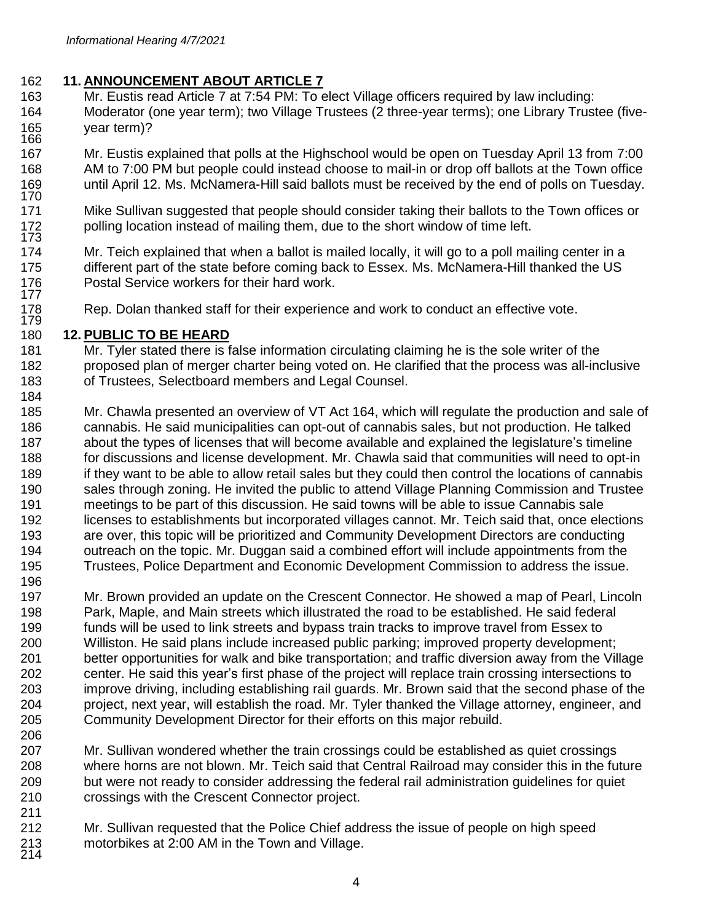## 11. ANNOUNCEMENT ABOUT ARTICLE 7

Mr. Eustis read Article 7 at 7:54 PM: To elect Village officers required by law including: Moderator (one year term); two Village Trustees (2 three-year terms); one Library Trustee (five-year term)?

Mr. Eustis explained that polls at the Highschool would be open on Tuesday April 13 from 7:00 AM to 7:00 PM but people could instead choose to mail-in or drop off ballots at the Town office until April 12. Ms. McNamera-Hill said ballots must be received by the end of polls on Tuesday.

Mike Sullivan suggested that people should consider taking their ballots to the Town offices or polling location instead of mailing them, due to the short window of time left.

Mr. Teich explained that when a ballot is mailed locally, it will go to a poll mailing center in a different part of the state before coming back to Essex. Ms. McNamera-Hill thanked the US Postal Service workers for their hard work.

Rep. Dolan thanked staff for their experience and work to conduct an effective vote.

## 12. PUBLIC TO BE HEARD

Mr. Tyler stated there is false information circulating claiming he is the sole writer of the proposed plan of merger charter being voted on. He clarified that the process was all-inclusive of Trustees, Selectboard members and Legal Counsel.

Mr. Chawla presented an overview of VT Act 164, which will regulate the production and sale of cannabis. He said municipalities can opt-out of cannabis sales, but not production. He talked about the types of licenses that will become available and explained the legislature's timeline for discussions and license development. Mr. Chawla said that communities will need to opt-in if they want to be able to allow retail sales but they could then control the locations of cannabis sales through zoning. He invited the public to attend Village Planning Commission and Trustee meetings to be part of this discussion. He said towns will be able to issue Cannabis sale licenses to establishments but incorporated villages cannot. Mr. Teich said that, once elections are over, this topic will be prioritized and Community Development Directors are conducting outreach on the topic. Mr. Duggan said a combined effort will include appointments from the Trustees, Police Department and Economic Development Commission to address the issue.

Mr. Brown provided an update on the Crescent Connector. He showed a map of Pearl, Lincoln Park, Maple, and Main streets which illustrated the road to be established. He said federal funds will be used to link streets and bypass train tracks to improve travel from Essex to Williston. He said plans include increased public parking; improved property development; better opportunities for walk and bike transportation; and traffic diversion away from the Village center. He said this year's first phase of the project will replace train crossing intersections to improve driving, including establishing rail guards. Mr. Brown said that the second phase of the project, next year, will establish the road. Mr. Tyler thanked the Village attorney, engineer, and Community Development Director for their efforts on this major rebuild.

Mr. Sullivan wondered whether the train crossings could be established as quiet crossings where horns are not blown. Mr. Teich said that Central Railroad may consider this in the future but were not ready to consider addressing the federal rail administration guidelines for quiet crossings with the Crescent Connector project.

Mr. Sullivan requested that the Police Chief address the issue of people on high speed motorbikes at 2:00 AM in the Town and Village.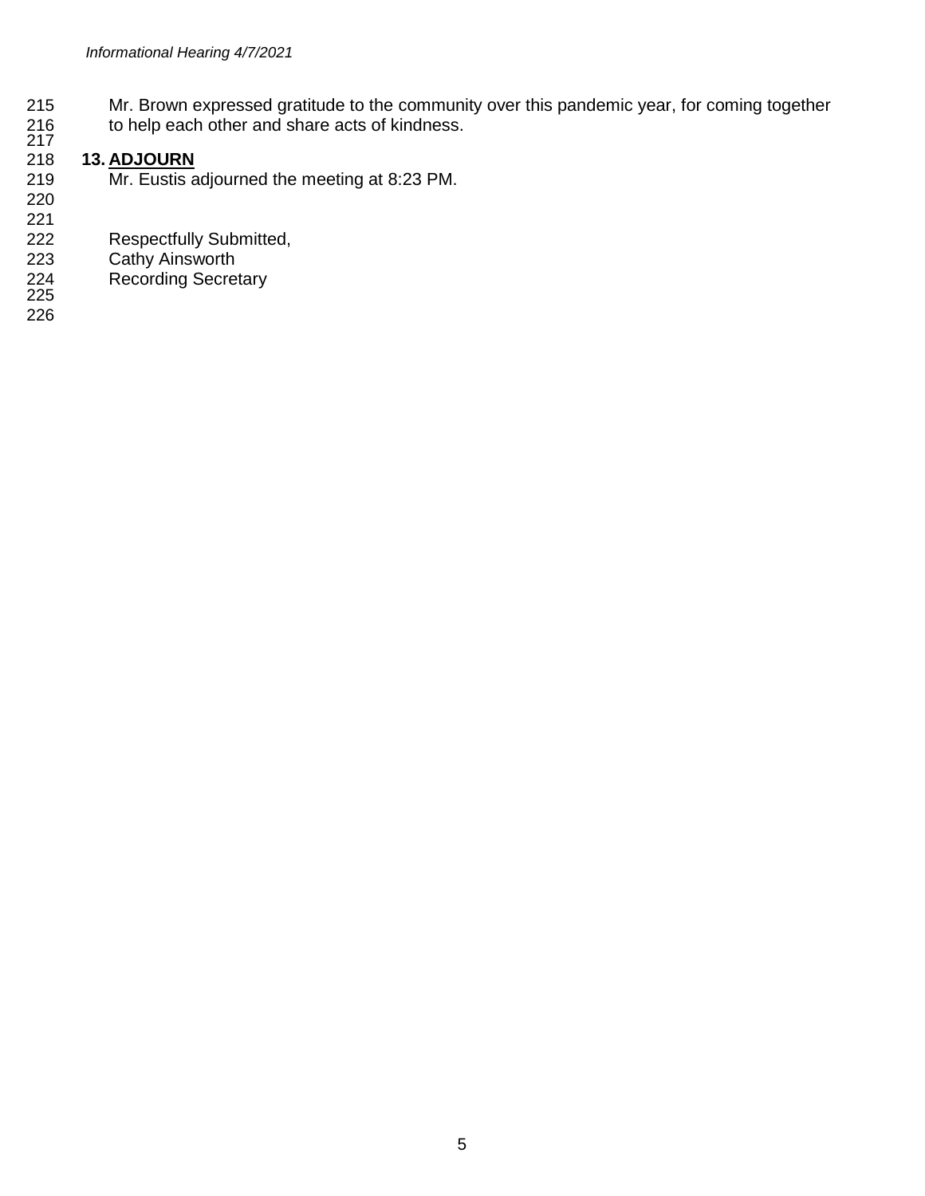Mr. Brown expressed gratitude to the community over this pandemic year, for coming together to help each other and share acts of kindness.

## 13. ADJOURN

Mr. Eustis adjourned the meeting at 8:23 PM.

Respectfully Submitted,
Cathy Ainsworth
Recording Secretary